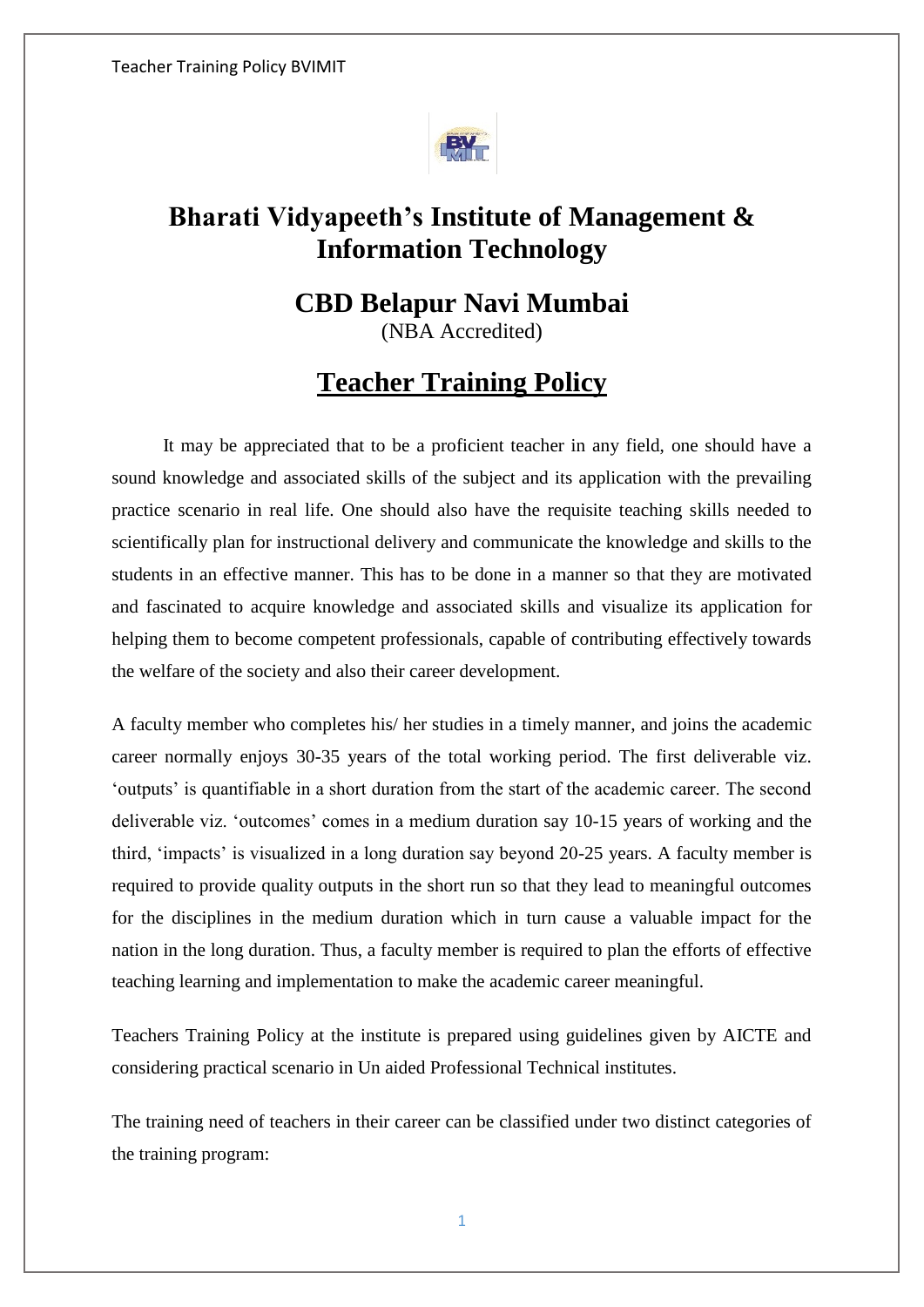# Bharati Vidyapeeth's Institute of Management & Information Technology

## CBD Belapur Navi Mumbai

(NBA Accredited)

## Teacher Training Policy

It may be appreciated that to be a proficient teacher in any field, one should have a sound knowledge and associated skills of the subject and its application with the prevailing practice scenario in real life. One should also have the requisite teaching skills needed to scientifically plan for instructional delivery and communicate the knowledge and skills to the students in an effective manner. This has to be done in a manner so that they are motivated and fascinated to acquire knowledge and associated skills and visualize its application for helping them to become competent professionals, capable of contributing effectively towards the welfare of the society and also their career development.

A faculty member who completes his/ her studies in a timely manner, and joins the academic career normally enjoys 30-35 years of the total working period. The first deliverable viz. 'outputs' is quantifiable in a short duration from the start of the academic career. The second deliverable viz. 'outcomes' comes in a medium duration say 10-15 years of working and the third, 'impacts' is visualized in a long duration say beyond 20-25 years. A faculty member is required to provide quality outputs in the short run so that they lead to meaningful outcomes for the disciplines in the medium duration which in turn cause a valuable impact for the nation in the long duration. Thus, a faculty member is required to plan the efforts of effective teaching learning and implementation to make the academic career meaningful.

Teachers Training Policy at the institute is prepared using guidelines given by AICTE and considering practical scenario in Un aided Professional Technical institutes.

The training need of teachers in their career can be classified under two distinct categories of the training program: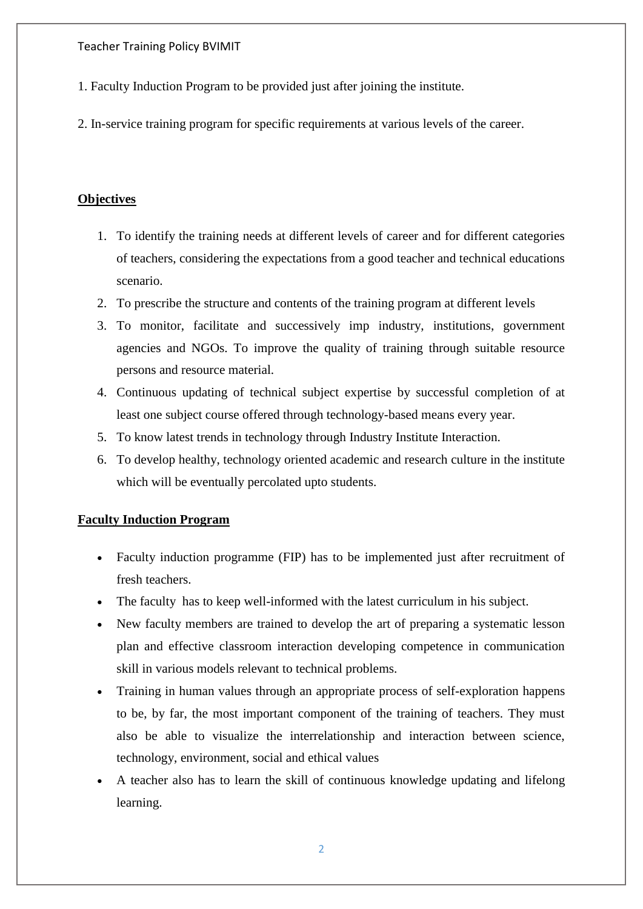1. Faculty Induction Program to be provided just after joining the institute.

2. In-service training program for specific requirements at various levels of the career.

## Objectives

1. To identify the training needs at different levels of career and for different categories of teachers, considering the expectations from a good teacher and technical educations scenario.
2. To prescribe the structure and contents of the training program at different levels
3. To monitor, facilitate and successively imp industry, institutions, government agencies and NGOs. To improve the quality of training through suitable resource persons and resource material.
4. Continuous updating of technical subject expertise by successful completion of at least one subject course offered through technology-based means every year.
5. To know latest trends in technology through Industry Institute Interaction.
6. To develop healthy, technology oriented academic and research culture in the institute which will be eventually percolated upto students.

## Faculty Induction Program

- Faculty induction programme (FIP) has to be implemented just after recruitment of fresh teachers.
- The faculty  has to keep well-informed with the latest curriculum in his subject.
- New faculty members are trained to develop the art of preparing a systematic lesson plan and effective classroom interaction developing competence in communication skill in various models relevant to technical problems.
- Training in human values through an appropriate process of self-exploration happens to be, by far, the most important component of the training of teachers. They must also be able to visualize the interrelationship and interaction between science, technology, environment, social and ethical values
- A teacher also has to learn the skill of continuous knowledge updating and lifelong learning.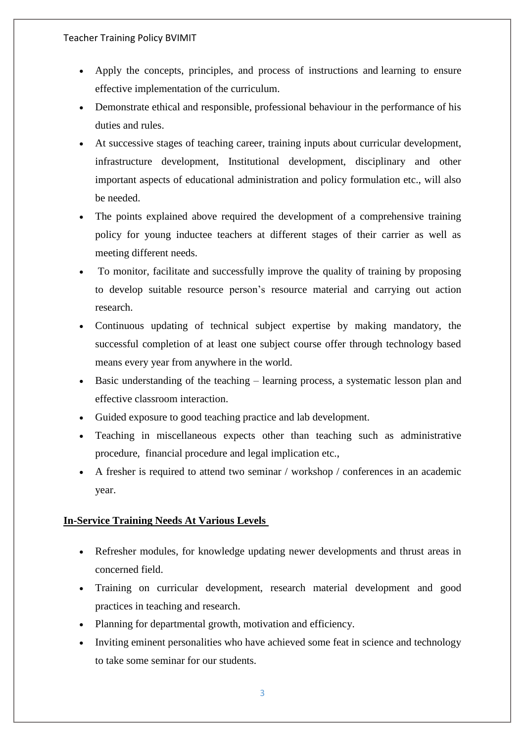- Apply the concepts, principles, and process of instructions and learning to ensure effective implementation of the curriculum.
- Demonstrate ethical and responsible, professional behaviour in the performance of his duties and rules.
- At successive stages of teaching career, training inputs about curricular development, infrastructure development, Institutional development, disciplinary and other important aspects of educational administration and policy formulation etc., will also be needed.
- The points explained above required the development of a comprehensive training policy for young inductee teachers at different stages of their carrier as well as meeting different needs.
- To monitor, facilitate and successfully improve the quality of training by proposing to develop suitable resource person's resource material and carrying out action research.
- Continuous updating of technical subject expertise by making mandatory, the successful completion of at least one subject course offer through technology based means every year from anywhere in the world.
- Basic understanding of the teaching – learning process, a systematic lesson plan and effective classroom interaction.
- Guided exposure to good teaching practice and lab development.
- Teaching in miscellaneous expects other than teaching such as administrative procedure, financial procedure and legal implication etc.,
- A fresher is required to attend two seminar / workshop / conferences in an academic year.

**In-Service Training Needs At Various Levels**

- Refresher modules, for knowledge updating newer developments and thrust areas in concerned field.
- Training on curricular development, research material development and good practices in teaching and research.
- Planning for departmental growth, motivation and efficiency.
- Inviting eminent personalities who have achieved some feat in science and technology to take some seminar for our students.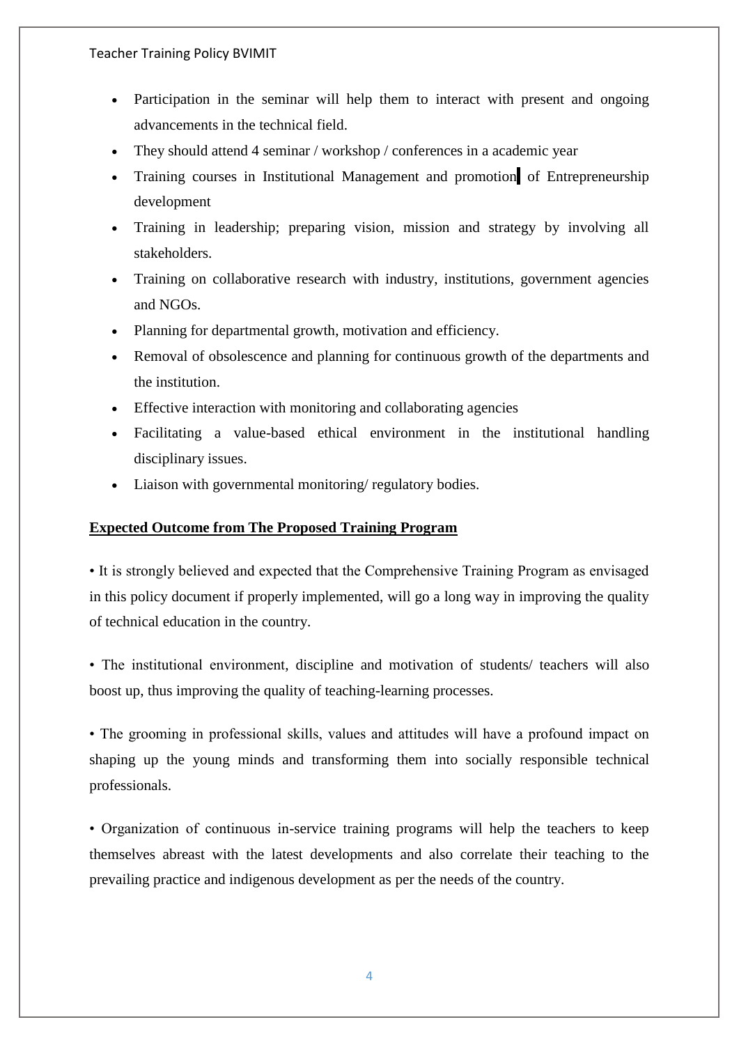- Participation in the seminar will help them to interact with present and ongoing advancements in the technical field.
- They should attend 4 seminar / workshop / conferences in a academic year
- Training courses in Institutional Management and promotion of Entrepreneurship development
- Training in leadership; preparing vision, mission and strategy by involving all stakeholders.
- Training on collaborative research with industry, institutions, government agencies and NGOs.
- Planning for departmental growth, motivation and efficiency.
- Removal of obsolescence and planning for continuous growth of the departments and the institution.
- Effective interaction with monitoring and collaborating agencies
- Facilitating a value-based ethical environment in the institutional handling disciplinary issues.
- Liaison with governmental monitoring/ regulatory bodies.

**Expected Outcome from The Proposed Training Program**

• It is strongly believed and expected that the Comprehensive Training Program as envisaged in this policy document if properly implemented, will go a long way in improving the quality of technical education in the country.

• The institutional environment, discipline and motivation of students/ teachers will also boost up, thus improving the quality of teaching-learning processes.

• The grooming in professional skills, values and attitudes will have a profound impact on shaping up the young minds and transforming them into socially responsible technical professionals.

• Organization of continuous in-service training programs will help the teachers to keep themselves abreast with the latest developments and also correlate their teaching to the prevailing practice and indigenous development as per the needs of the country.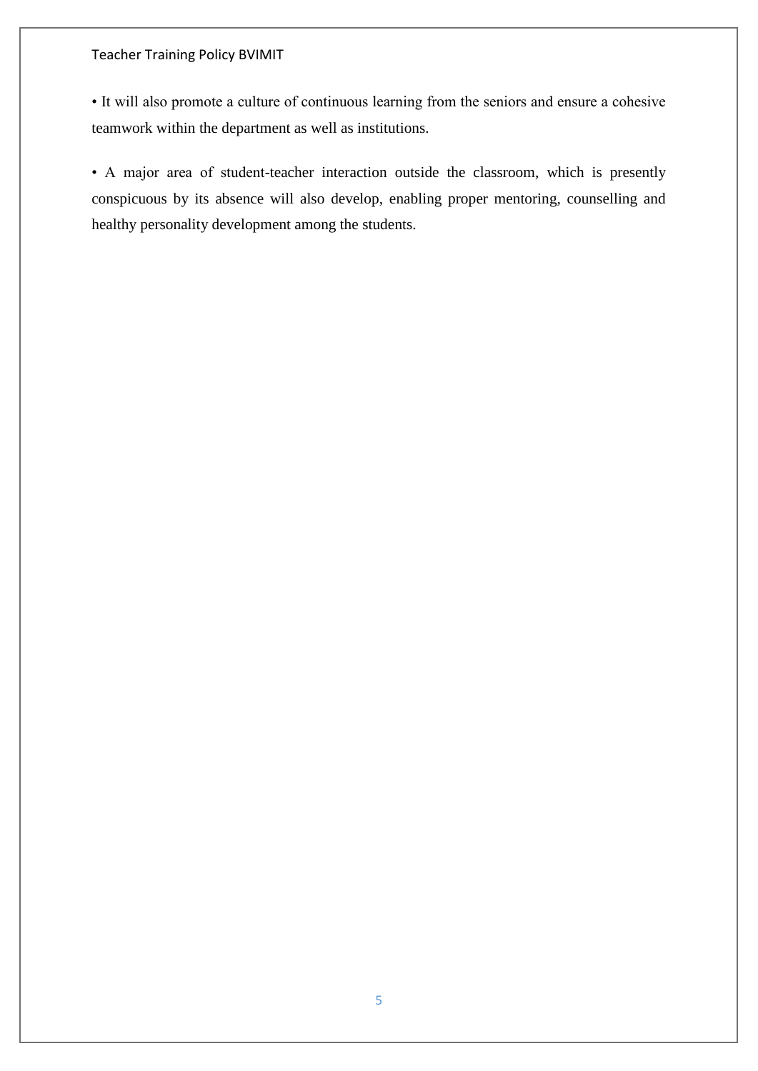- It will also promote a culture of continuous learning from the seniors and ensure a cohesive teamwork within the department as well as institutions.

- A major area of student-teacher interaction outside the classroom, which is presently conspicuous by its absence will also develop, enabling proper mentoring, counselling and healthy personality development among the students.